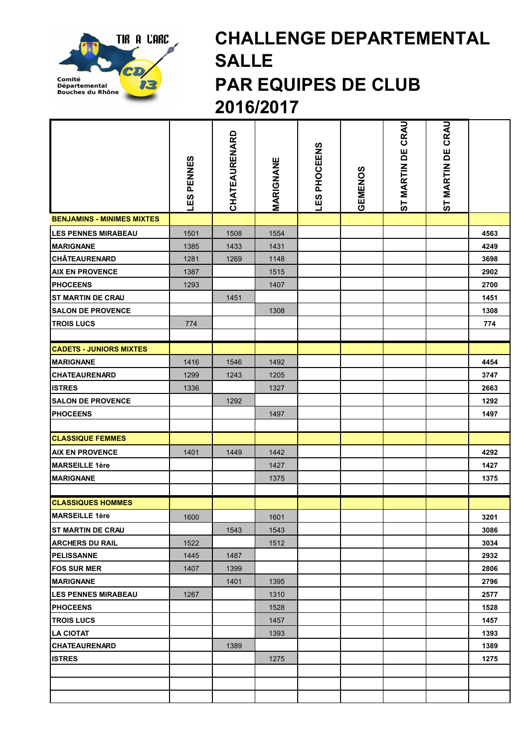# CHALLENGE DEPARTEMENTAL SALLE PAR EQUIPES DE CLUB 2016/2017

Comité Départemental Bouches du Rhône

| | LES PENNES | CHATEAURENARD | MARIGNANE | LES PHOCEENS | GEMENOS | ST MARTIN DE CRAU | ST MARTIN DE CRAU | |
|---|---|---|---|---|---|---|---|---|
| **BENJAMINS - MINIMES MIXTES** | | | | | | | | |
| LES PENNES MIRABEAU | 1501 | 1508 | 1554 | | | | | 4563 |
| MARIGNANE | 1385 | 1433 | 1431 | | | | | 4249 |
| CHÂTEAURENARD | 1281 | 1269 | 1148 | | | | | 3698 |
| AIX EN PROVENCE | 1387 | | 1515 | | | | | 2902 |
| PHOCEENS | 1293 | | 1407 | | | | | 2700 |
| ST MARTIN DE CRAU | | 1451 | | | | | | 1451 |
| SALON DE PROVENCE | | | 1308 | | | | | 1308 |
| TROIS LUCS | 774 | | | | | | | 774 |
| | | | | | | | | |
| **CADETS - JUNIORS MIXTES** | | | | | | | | |
| MARIGNANE | 1416 | 1546 | 1492 | | | | | 4454 |
| CHATEAURENARD | 1299 | 1243 | 1205 | | | | | 3747 |
| ISTRES | 1336 | | 1327 | | | | | 2663 |
| SALON DE PROVENCE | | 1292 | | | | | | 1292 |
| PHOCEENS | | | 1497 | | | | | 1497 |
| | | | | | | | | |
| **CLASSIQUE FEMMES** | | | | | | | | |
| AIX EN PROVENCE | 1401 | 1449 | 1442 | | | | | 4292 |
| MARSEILLE 1ère | | | 1427 | | | | | 1427 |
| MARIGNANE | | | 1375 | | | | | 1375 |
| | | | | | | | | |
| **CLASSIQUES HOMMES** | | | | | | | | |
| MARSEILLE 1ère | 1600 | | 1601 | | | | | 3201 |
| ST MARTIN DE CRAU | | 1543 | 1543 | | | | | 3086 |
| ARCHERS DU RAIL | 1522 | | 1512 | | | | | 3034 |
| PELISSANNE | 1445 | 1487 | | | | | | 2932 |
| FOS SUR MER | 1407 | 1399 | | | | | | 2806 |
| MARIGNANE | | 1401 | 1395 | | | | | 2796 |
| LES PENNES MIRABEAU | 1267 | | 1310 | | | | | 2577 |
| PHOCEENS | | | 1528 | | | | | 1528 |
| TROIS LUCS | | | 1457 | | | | | 1457 |
| LA CIOTAT | | | 1393 | | | | | 1393 |
| CHATEAURENARD | | 1389 | | | | | | 1389 |
| ISTRES | | | 1275 | | | | | 1275 |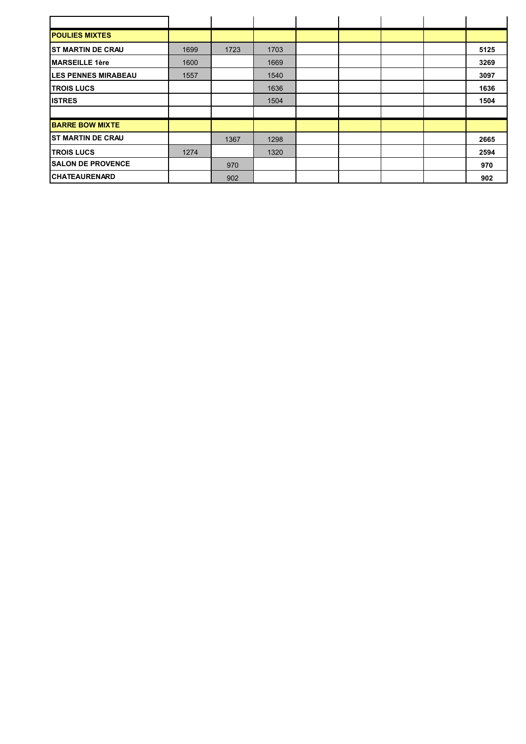| | | | | | | | | |
|---|---|---|---|---|---|---|---|---|
| **POULIES MIXTES** | | | | | | | | |
| **ST MARTIN DE CRAU** | 1699 | 1723 | 1703 | | | | | **5125** |
| **MARSEILLE 1ère** | 1600 | | 1669 | | | | | **3269** |
| **LES PENNES MIRABEAU** | 1557 | | 1540 | | | | | **3097** |
| **TROIS LUCS** | | | 1636 | | | | | **1636** |
| **ISTRES** | | | 1504 | | | | | **1504** |
| | | | | | | | | |
| **BARRE BOW MIXTE** | | | | | | | | |
| **ST MARTIN DE CRAU** | | 1367 | 1298 | | | | | **2665** |
| **TROIS LUCS** | 1274 | | 1320 | | | | | **2594** |
| **SALON DE PROVENCE** | | 970 | | | | | | **970** |
| **CHATEAURENARD** | | 902 | | | | | | **902** |